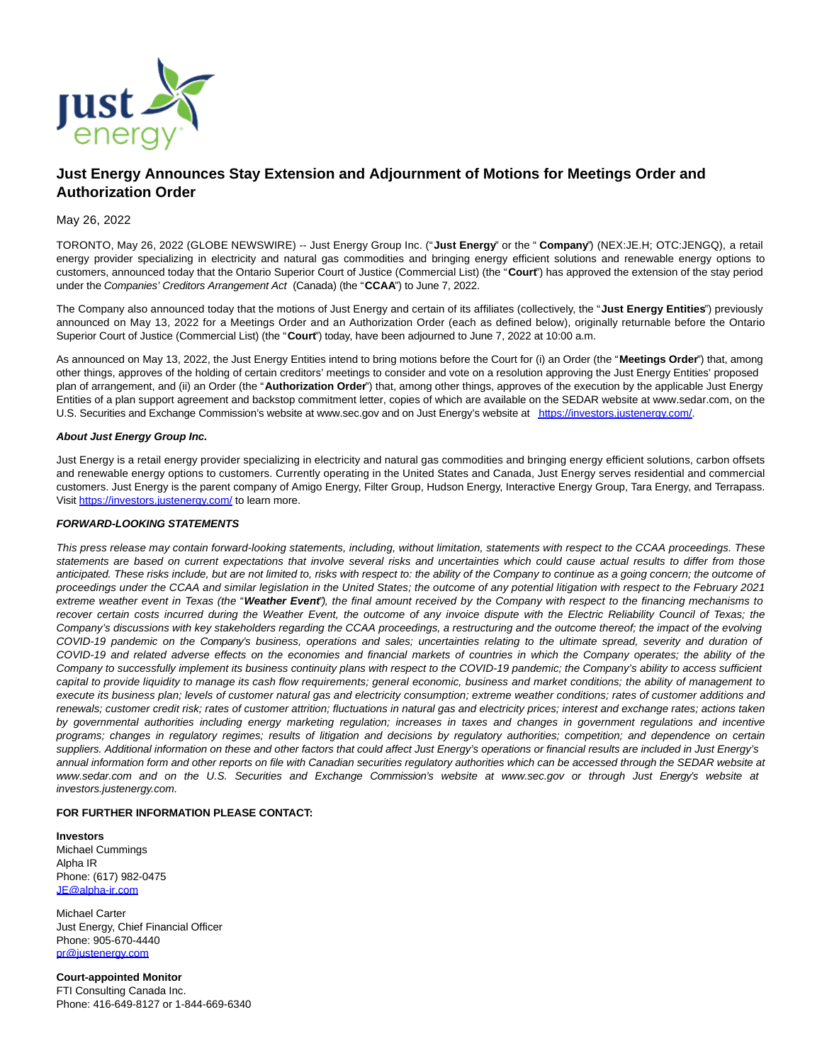# Just Energy Announces Stay Extension and Adjournment of Motions for Meetings Order and Authorization Order

May 26, 2022

TORONTO, May 26, 2022 (GLOBE NEWSWIRE) -- Just Energy Group Inc. ("**Just Energy**" or the "**Company**") (NEX:JE.H; OTC:JENGQ), a retail energy provider specializing in electricity and natural gas commodities and bringing energy efficient solutions and renewable energy options to customers, announced today that the Ontario Superior Court of Justice (Commercial List) (the "**Court**") has approved the extension of the stay period under the *Companies' Creditors Arrangement Act* (Canada) (the "**CCAA**") to June 7, 2022.

The Company also announced today that the motions of Just Energy and certain of its affiliates (collectively, the "**Just Energy Entities**") previously announced on May 13, 2022 for a Meetings Order and an Authorization Order (each as defined below), originally returnable before the Ontario Superior Court of Justice (Commercial List) (the "**Court**") today, have been adjourned to June 7, 2022 at 10:00 a.m.

As announced on May 13, 2022, the Just Energy Entities intend to bring motions before the Court for (i) an Order (the "**Meetings Order**") that, among other things, approves of the holding of certain creditors' meetings to consider and vote on a resolution approving the Just Energy Entities' proposed plan of arrangement, and (ii) an Order (the "**Authorization Order**") that, among other things, approves of the execution by the applicable Just Energy Entities of a plan support agreement and backstop commitment letter, copies of which are available on the SEDAR website at www.sedar.com, on the U.S. Securities and Exchange Commission's website at www.sec.gov and on Just Energy's website at https://investors.justenergy.com/.

***About Just Energy Group Inc.***

Just Energy is a retail energy provider specializing in electricity and natural gas commodities and bringing energy efficient solutions, carbon offsets and renewable energy options to customers. Currently operating in the United States and Canada, Just Energy serves residential and commercial customers. Just Energy is the parent company of Amigo Energy, Filter Group, Hudson Energy, Interactive Energy Group, Tara Energy, and Terrapass. Visit https://investors.justenergy.com/ to learn more.

***FORWARD-LOOKING STATEMENTS***

*This press release may contain forward-looking statements, including, without limitation, statements with respect to the CCAA proceedings. These statements are based on current expectations that involve several risks and uncertainties which could cause actual results to differ from those anticipated. These risks include, but are not limited to, risks with respect to: the ability of the Company to continue as a going concern; the outcome of proceedings under the CCAA and similar legislation in the United States; the outcome of any potential litigation with respect to the February 2021 extreme weather event in Texas (the "**Weather Event**"), the final amount received by the Company with respect to the financing mechanisms to recover certain costs incurred during the Weather Event, the outcome of any invoice dispute with the Electric Reliability Council of Texas; the Company's discussions with key stakeholders regarding the CCAA proceedings, a restructuring and the outcome thereof; the impact of the evolving COVID-19 pandemic on the Company's business, operations and sales; uncertainties relating to the ultimate spread, severity and duration of COVID-19 and related adverse effects on the economies and financial markets of countries in which the Company operates; the ability of the Company to successfully implement its business continuity plans with respect to the COVID-19 pandemic; the Company's ability to access sufficient capital to provide liquidity to manage its cash flow requirements; general economic, business and market conditions; the ability of management to execute its business plan; levels of customer natural gas and electricity consumption; extreme weather conditions; rates of customer additions and renewals; customer credit risk; rates of customer attrition; fluctuations in natural gas and electricity prices; interest and exchange rates; actions taken by governmental authorities including energy marketing regulation; increases in taxes and changes in government regulations and incentive programs; changes in regulatory regimes; results of litigation and decisions by regulatory authorities; competition; and dependence on certain suppliers. Additional information on these and other factors that could affect Just Energy's operations or financial results are included in Just Energy's annual information form and other reports on file with Canadian securities regulatory authorities which can be accessed through the SEDAR website at www.sedar.com and on the U.S. Securities and Exchange Commission's website at www.sec.gov or through Just Energy's website at investors.justenergy.com.*

**FOR FURTHER INFORMATION PLEASE CONTACT:**

**Investors**
Michael Cummings
Alpha IR
Phone: (617) 982-0475
JE@alpha-ir.com

Michael Carter
Just Energy, Chief Financial Officer
Phone: 905-670-4440
pr@justenergy.com

**Court-appointed Monitor**
FTI Consulting Canada Inc.
Phone: 416-649-8127 or 1-844-669-6340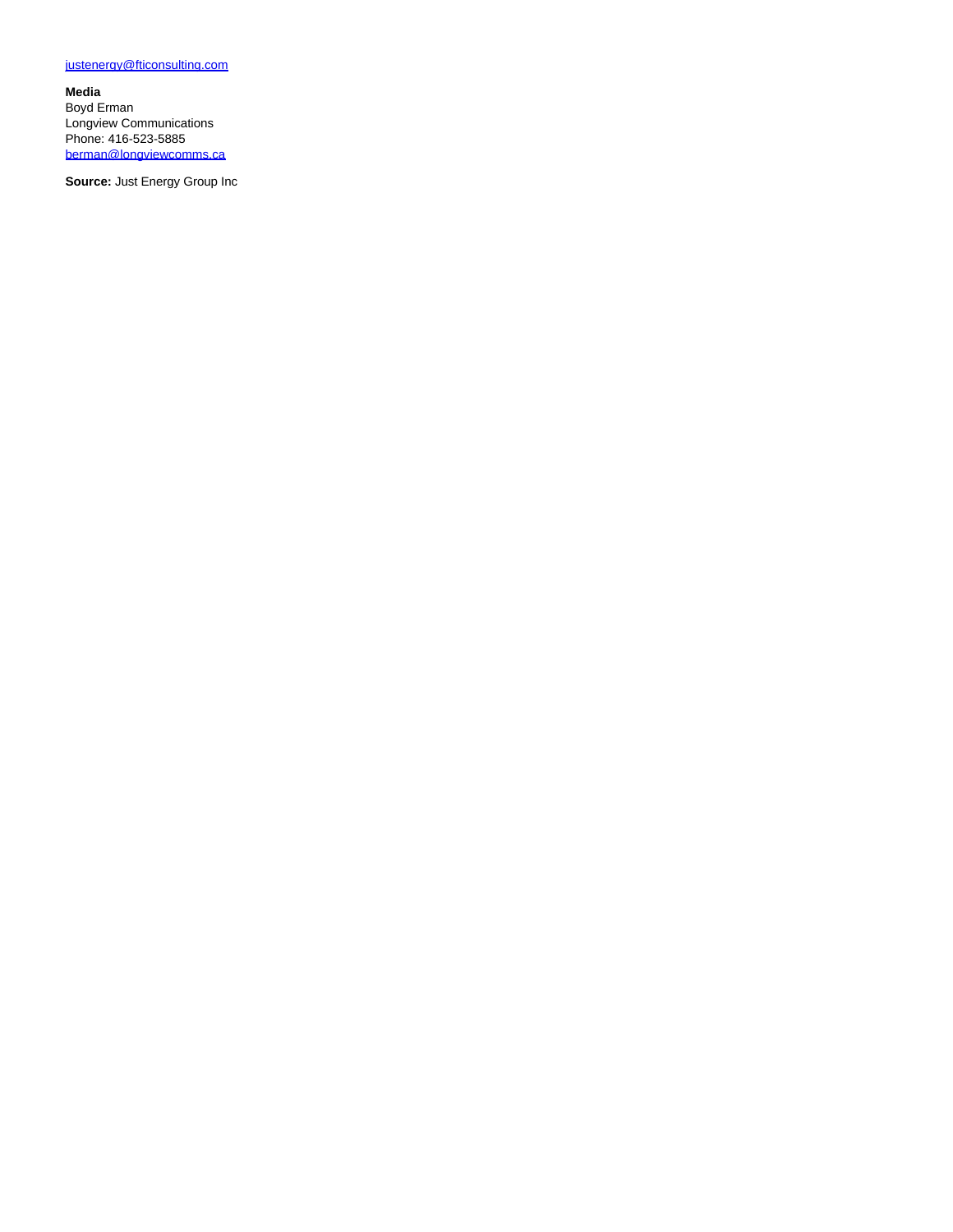justenergy@fticonsulting.com

**Media**
Boyd Erman
Longview Communications
Phone: 416-523-5885
berman@longviewcomms.ca

**Source:** Just Energy Group Inc